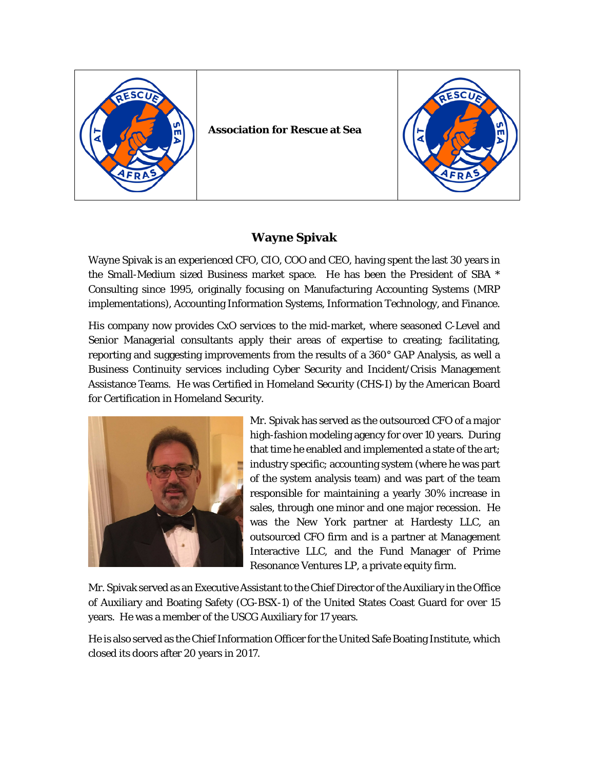| | | |
|---|---|---|
| | **Association for Rescue at Sea** | |

## Wayne Spivak

Wayne Spivak is an experienced CFO, CIO, COO and CEO, having spent the last 30 years in the Small-Medium sized Business market space. He has been the President of SBA * Consulting since 1995, originally focusing on Manufacturing Accounting Systems (MRP implementations), Accounting Information Systems, Information Technology, and Finance.

His company now provides CxO services to the mid-market, where seasoned C-Level and Senior Managerial consultants apply their areas of expertise to creating; facilitating, reporting and suggesting improvements from the results of a 360° GAP Analysis, as well a Business Continuity services including Cyber Security and Incident/Crisis Management Assistance Teams. He was Certified in Homeland Security (CHS-I) by the American Board for Certification in Homeland Security.

Mr. Spivak has served as the outsourced CFO of a major high-fashion modeling agency for over 10 years. During that time he enabled and implemented a state of the art; industry specific; accounting system (where he was part of the system analysis team) and was part of the team responsible for maintaining a yearly 30% increase in sales, through one minor and one major recession. He was the New York partner at Hardesty LLC, an outsourced CFO firm and is a partner at Management Interactive LLC, and the Fund Manager of Prime Resonance Ventures LP, a private equity firm.

Mr. Spivak served as an Executive Assistant to the Chief Director of the Auxiliary in the Office of Auxiliary and Boating Safety (CG-BSX-1) of the United States Coast Guard for over 15 years. He was a member of the USCG Auxiliary for 17 years.

He is also served as the Chief Information Officer for the United Safe Boating Institute, which closed its doors after 20 years in 2017.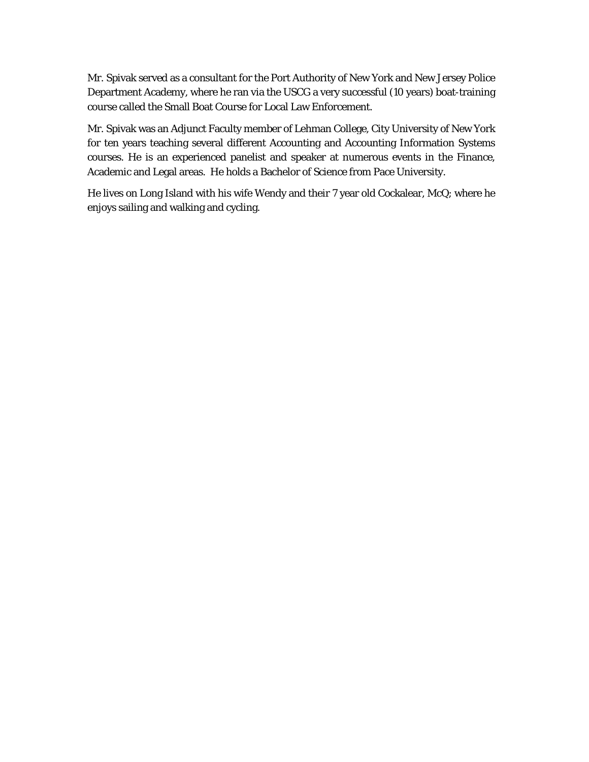Mr. Spivak served as a consultant for the Port Authority of New York and New Jersey Police Department Academy, where he ran via the USCG a very successful (10 years) boat-training course called the Small Boat Course for Local Law Enforcement.

Mr. Spivak was an Adjunct Faculty member of Lehman College, City University of New York for ten years teaching several different Accounting and Accounting Information Systems courses. He is an experienced panelist and speaker at numerous events in the Finance, Academic and Legal areas. He holds a Bachelor of Science from Pace University.

He lives on Long Island with his wife Wendy and their 7 year old Cockalear, McQ; where he enjoys sailing and walking and cycling.